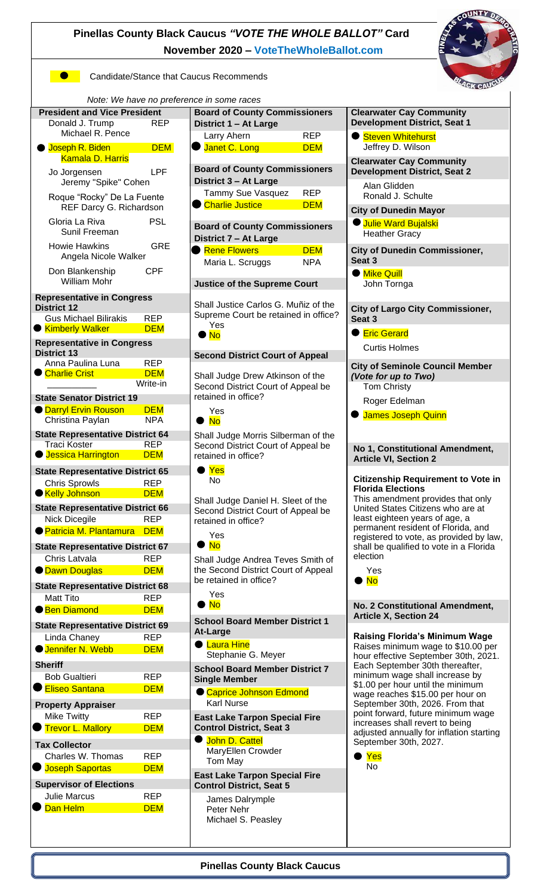# Pinellas County Black Caucus *"VOTE THE WHOLE BALLOT"* Card

**November 2020 – VoteTheWholeBallot.com**

● Candidate/Stance that Caucus Recommends

*Note: We have no preference in some races*

### President and Vice President

- Donald J. Trump / Michael R. Pence — REP
- ● **Joseph R. Biden / Kamala D. Harris — DEM**
- Jo Jorgensen / Jeremy "Spike" Cohen — LPF
- Roque "Rocky" De La Fuente / Darcy G. Richardson — REF
- Gloria La Riva / Sunil Freeman — PSL
- Howie Hawkins / Angela Nicole Walker — GRE
- Don Blankenship / William Mohr — CPF

### Representative in Congress District 12

- Gus Michael Bilirakis — REP
- ● **Kimberly Walker — DEM**

### Representative in Congress District 13

- Anna Paulina Luna — REP
- ● **Charlie Crist — DEM**
- ________ Write-in

### State Senator District 19

- ● **Darryl Ervin Rouson — DEM**
- Christina Paylan — NPA

### State Representative District 64

- Traci Koster — REP
- ● **Jessica Harrington — DEM**

### State Representative District 65

- Chris Sprowls — REP
- ● **Kelly Johnson — DEM**

### State Representative District 66

- Nick Dicegile — REP
- ● **Patricia M. Plantamura — DEM**

### State Representative District 67

- Chris Latvala — REP
- ● **Dawn Douglas — DEM**

### State Representative District 68

- Matt Tito — REP
- ● **Ben Diamond — DEM**

### State Representative District 69

- Linda Chaney — REP
- ● **Jennifer N. Webb — DEM**

### Sheriff

- Bob Gualtieri — REP
- ● **Eliseo Santana — DEM**

### Property Appraiser

- Mike Twitty — REP
- ● **Trevor L. Mallory — DEM**

### Tax Collector

- Charles W. Thomas — REP
- ● **Joseph Saportas — DEM**

### Supervisor of Elections

- Julie Marcus — REP
- ● **Dan Helm — DEM**

### Board of County Commissioners District 1 – At Large

- Larry Ahern — REP
- ● **Janet C. Long — DEM**

### Board of County Commissioners District 3 – At Large

- Tammy Sue Vasquez — REP
- ● **Charlie Justice — DEM**

### Board of County Commissioners District 7 – At Large

- ● **Rene Flowers — DEM**
- Maria L. Scruggs — NPA

### Justice of the Supreme Court

Shall Justice Carlos G. Muñiz of the Supreme Court be retained in office?

- Yes
- ● **No**

### Second District Court of Appeal

Shall Judge Drew Atkinson of the Second District Court of Appeal be retained in office?

- Yes
- ● **No**

Shall Judge Morris Silberman of the Second District Court of Appeal be retained in office?

- ● **Yes**
- No

Shall Judge Daniel H. Sleet of the Second District Court of Appeal be retained in office?

- Yes
- ● **No**

Shall Judge Andrea Teves Smith of the Second District Court of Appeal be retained in office?

- Yes
- ● **No**

### School Board Member District 1 At-Large

- ● **Laura Hine**
- Stephanie G. Meyer

### School Board Member District 7 Single Member

- ● **Caprice Johnson Edmond**
- Karl Nurse

### East Lake Tarpon Special Fire Control District, Seat 3

- ● **John D. Cattel**
- MaryEllen Crowder
- Tom May

### East Lake Tarpon Special Fire Control District, Seat 5

- James Dalrymple
- Peter Nehr
- Michael S. Peasley

### Clearwater Cay Community Development District, Seat 1

- ● **Steven Whitehurst**
- Jeffrey D. Wilson

### Clearwater Cay Community Development District, Seat 2

- Alan Glidden
- Ronald J. Schulte

### City of Dunedin Mayor

- ● **Julie Ward Bujalski**
- Heather Gracy

### City of Dunedin Commissioner, Seat 3

- ● **Mike Quill**
- John Tornga

### City of Largo City Commissioner, Seat 3

- ● **Eric Gerard**
- Curtis Holmes

### City of Seminole Council Member *(Vote for up to Two)*

- Tom Christy
- Roger Edelman
- ● **James Joseph Quinn**

### No 1, Constitutional Amendment, Article VI, Section 2

**Citizenship Requirement to Vote in Florida Elections**

This amendment provides that only United States Citizens who are at least eighteen years of age, a permanent resident of Florida, and registered to vote, as provided by law, shall be qualified to vote in a Florida election

- Yes
- ● **No**

### No. 2 Constitutional Amendment, Article X, Section 24

**Raising Florida's Minimum Wage**

Raises minimum wage to $10.00 per hour effective September 30th, 2021. Each September 30th thereafter, minimum wage shall increase by $1.00 per hour until the minimum wage reaches $15.00 per hour on September 30th, 2026. From that point forward, future minimum wage increases shall revert to being adjusted annually for inflation starting September 30th, 2027.

- ● **Yes**
- No

**Pinellas County Black Caucus**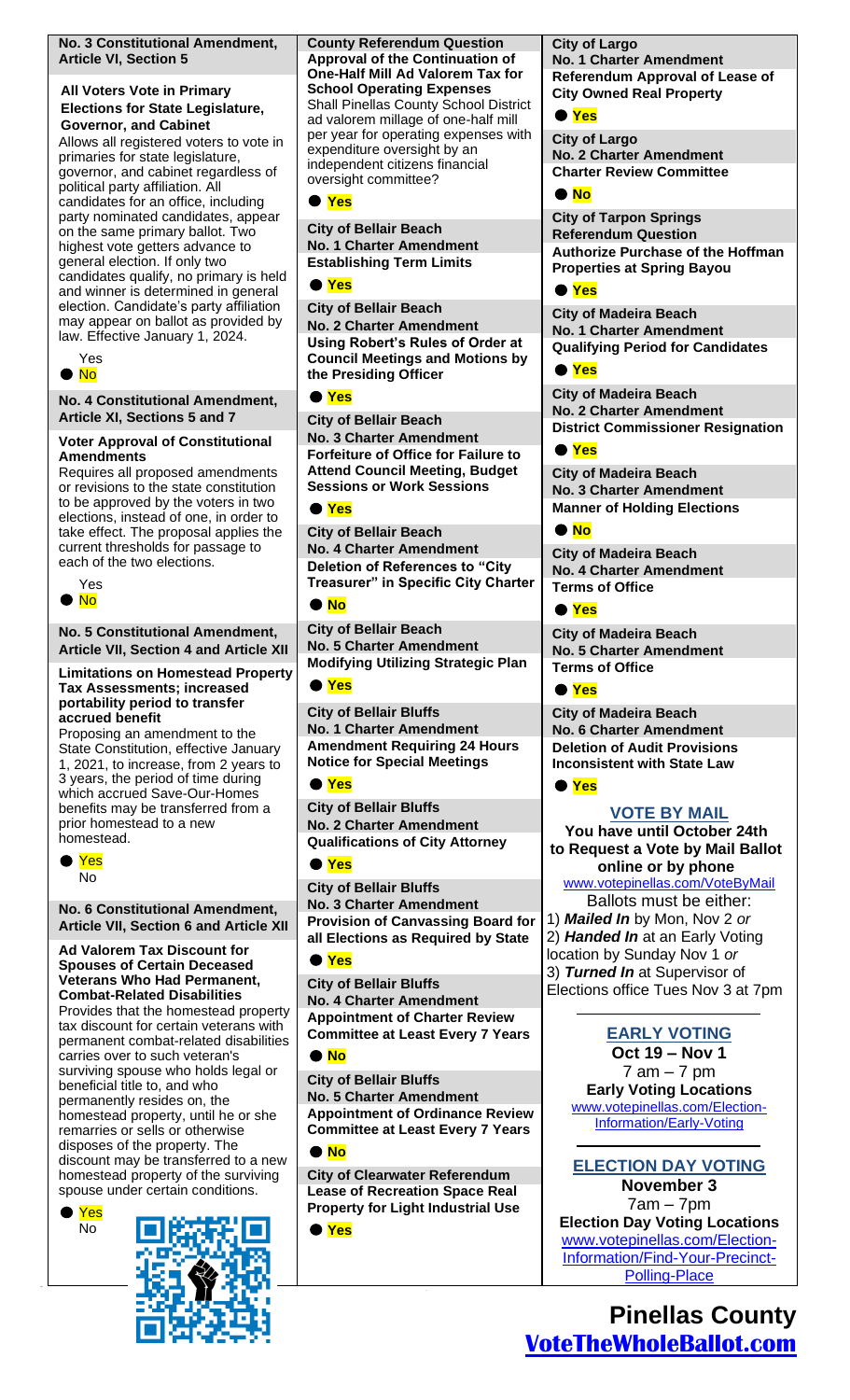**No. 3 Constitutional Amendment, Article VI, Section 5**

**All Voters Vote in Primary Elections for State Legislature, Governor, and Cabinet**

Allows all registered voters to vote in primaries for state legislature, governor, and cabinet regardless of political party affiliation. All candidates for an office, including party nominated candidates, appear on the same primary ballot. Two highest vote getters advance to general election. If only two candidates qualify, no primary is held and winner is determined in general election. Candidate's party affiliation may appear on ballot as provided by law. Effective January 1, 2024.

Yes
● **No**

**No. 4 Constitutional Amendment, Article XI, Sections 5 and 7**

**Voter Approval of Constitutional Amendments**

Requires all proposed amendments or revisions to the state constitution to be approved by the voters in two elections, instead of one, in order to take effect. The proposal applies the current thresholds for passage to each of the two elections.

Yes
● **No**

**No. 5 Constitutional Amendment, Article VII, Section 4 and Article XII**

**Limitations on Homestead Property Tax Assessments; increased portability period to transfer accrued benefit**

Proposing an amendment to the State Constitution, effective January 1, 2021, to increase, from 2 years to 3 years, the period of time during which accrued Save-Our-Homes benefits may be transferred from a prior homestead to a new homestead.

● **Yes**
No

**No. 6 Constitutional Amendment, Article VII, Section 6 and Article XII**

**Ad Valorem Tax Discount for Spouses of Certain Deceased Veterans Who Had Permanent, Combat-Related Disabilities**

Provides that the homestead property tax discount for certain veterans with permanent combat-related disabilities carries over to such veteran's surviving spouse who holds legal or beneficial title to, and who permanently resides on, the homestead property, until he or she remarries or sells or otherwise disposes of the property. The discount may be transferred to a new homestead property of the surviving spouse under certain conditions.

● **Yes**
No

**County Referendum Question**
**Approval of the Continuation of One-Half Mill Ad Valorem Tax for School Operating Expenses**

Shall Pinellas County School District ad valorem millage of one-half mill per year for operating expenses with expenditure oversight by an independent citizens financial oversight committee?

● **Yes**

**City of Bellair Beach**
**No. 1 Charter Amendment**
**Establishing Term Limits**

● **Yes**

**City of Bellair Beach**
**No. 2 Charter Amendment**
**Using Robert's Rules of Order at Council Meetings and Motions by the Presiding Officer**

● **Yes**

**City of Bellair Beach**
**No. 3 Charter Amendment**
**Forfeiture of Office for Failure to Attend Council Meeting, Budget Sessions or Work Sessions**

● **Yes**

**City of Bellair Beach**
**No. 4 Charter Amendment**
**Deletion of References to "City Treasurer" in Specific City Charter**

● **No**

**City of Bellair Beach**
**No. 5 Charter Amendment**
**Modifying Utilizing Strategic Plan**

● **Yes**

**City of Bellair Bluffs**
**No. 1 Charter Amendment**
**Amendment Requiring 24 Hours Notice for Special Meetings**

● **Yes**

**City of Bellair Bluffs**
**No. 2 Charter Amendment**
**Qualifications of City Attorney**

● **Yes**

**City of Bellair Bluffs**
**No. 3 Charter Amendment**
**Provision of Canvassing Board for all Elections as Required by State**

● **Yes**

**City of Bellair Bluffs**
**No. 4 Charter Amendment**
**Appointment of Charter Review Committee at Least Every 7 Years**

● **No**

**City of Bellair Bluffs**
**No. 5 Charter Amendment**
**Appointment of Ordinance Review Committee at Least Every 7 Years**

● **No**

**City of Clearwater Referendum**
**Lease of Recreation Space Real Property for Light Industrial Use**

● **Yes**

**City of Largo**
**No. 1 Charter Amendment**
**Referendum Approval of Lease of City Owned Real Property**

● **Yes**

**City of Largo**
**No. 2 Charter Amendment**
**Charter Review Committee**

● **No**

**City of Tarpon Springs**
**Referendum Question**
**Authorize Purchase of the Hoffman Properties at Spring Bayou**

● **Yes**

**City of Madeira Beach**
**No. 1 Charter Amendment**
**Qualifying Period for Candidates**

● **Yes**

**City of Madeira Beach**
**No. 2 Charter Amendment**
**District Commissioner Resignation**

● **Yes**

**City of Madeira Beach**
**No. 3 Charter Amendment**
**Manner of Holding Elections**

● **No**

**City of Madeira Beach**
**No. 4 Charter Amendment**
**Terms of Office**

● **Yes**

**City of Madeira Beach**
**No. 5 Charter Amendment**
**Terms of Office**

● **Yes**

**City of Madeira Beach**
**No. 6 Charter Amendment**
**Deletion of Audit Provisions Inconsistent with State Law**

● **Yes**

## VOTE BY MAIL

**You have until October 24th to Request a Vote by Mail Ballot online or by phone**

www.votepinellas.com/VoteByMail

Ballots must be either:
1) ***Mailed In*** by Mon, Nov 2 *or*
2) ***Handed In*** at an Early Voting location by Sunday Nov 1 *or*
3) ***Turned In*** at Supervisor of Elections office Tues Nov 3 at 7pm

## EARLY VOTING

**Oct 19 – Nov 1**

7 am – 7 pm

**Early Voting Locations**

www.votepinellas.com/Election-Information/Early-Voting

## ELECTION DAY VOTING

**November 3**

7am – 7pm

**Election Day Voting Locations**

www.votepinellas.com/Election-Information/Find-Your-Precinct-Polling-Place

# Pinellas County
**VoteTheWholeBallot.com**